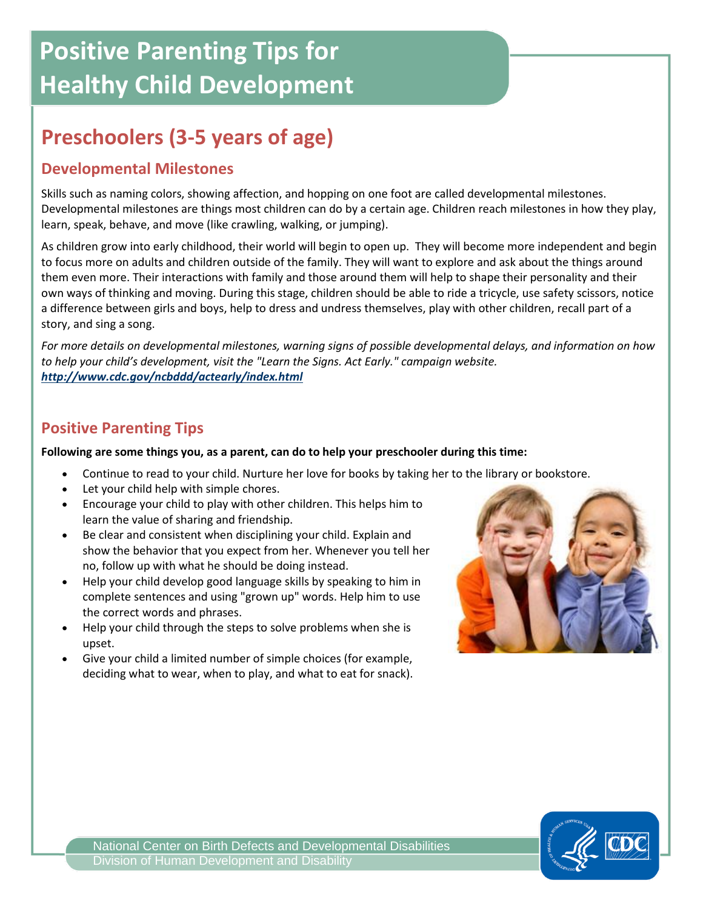# Positive Parenting Tips for Healthy Child Development

## Preschoolers (3-5 years of age)

### Developmental Milestones

Skills such as naming colors, showing affection, and hopping on one foot are called developmental milestones. Developmental milestones are things most children can do by a certain age. Children reach milestones in how they play, learn, speak, behave, and move (like crawling, walking, or jumping).

As children grow into early childhood, their world will begin to open up. They will become more independent and begin to focus more on adults and children outside of the family. They will want to explore and ask about the things around them even more. Their interactions with family and those around them will help to shape their personality and their own ways of thinking and moving. During this stage, children should be able to ride a tricycle, use safety scissors, notice a difference between girls and boys, help to dress and undress themselves, play with other children, recall part of a story, and sing a song.

*For more details on developmental milestones, warning signs of possible developmental delays, and information on how to help your child's development, visit the "Learn the Signs. Act Early." campaign website.* ***http://www.cdc.gov/ncbddd/actearly/index.html***

### Positive Parenting Tips

**Following are some things you, as a parent, can do to help your preschooler during this time:**

- Continue to read to your child. Nurture her love for books by taking her to the library or bookstore.
- Let your child help with simple chores.
- Encourage your child to play with other children. This helps him to learn the value of sharing and friendship.
- Be clear and consistent when disciplining your child. Explain and show the behavior that you expect from her. Whenever you tell her no, follow up with what he should be doing instead.
- Help your child develop good language skills by speaking to him in complete sentences and using "grown up" words. Help him to use the correct words and phrases.
- Help your child through the steps to solve problems when she is upset.
- Give your child a limited number of simple choices (for example, deciding what to wear, when to play, and what to eat for snack).

National Center on Birth Defects and Developmental Disabilities
Division of Human Development and Disability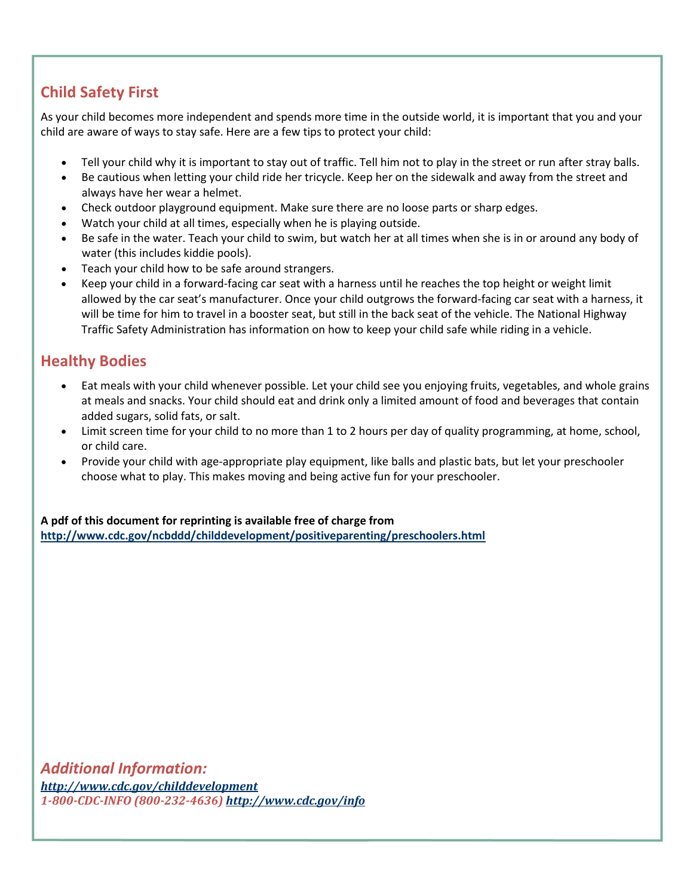## Child Safety First

As your child becomes more independent and spends more time in the outside world, it is important that you and your child are aware of ways to stay safe. Here are a few tips to protect your child:

- Tell your child why it is important to stay out of traffic. Tell him not to play in the street or run after stray balls.
- Be cautious when letting your child ride her tricycle. Keep her on the sidewalk and away from the street and always have her wear a helmet.
- Check outdoor playground equipment. Make sure there are no loose parts or sharp edges.
- Watch your child at all times, especially when he is playing outside.
- Be safe in the water. Teach your child to swim, but watch her at all times when she is in or around any body of water (this includes kiddie pools).
- Teach your child how to be safe around strangers.
- Keep your child in a forward-facing car seat with a harness until he reaches the top height or weight limit allowed by the car seat's manufacturer. Once your child outgrows the forward-facing car seat with a harness, it will be time for him to travel in a booster seat, but still in the back seat of the vehicle. The National Highway Traffic Safety Administration has information on how to keep your child safe while riding in a vehicle.

## Healthy Bodies

- Eat meals with your child whenever possible. Let your child see you enjoying fruits, vegetables, and whole grains at meals and snacks. Your child should eat and drink only a limited amount of food and beverages that contain added sugars, solid fats, or salt.
- Limit screen time for your child to no more than 1 to 2 hours per day of quality programming, at home, school, or child care.
- Provide your child with age-appropriate play equipment, like balls and plastic bats, but let your preschooler choose what to play. This makes moving and being active fun for your preschooler.

**A pdf of this document for reprinting is available free of charge from**
**http://www.cdc.gov/ncbddd/childdevelopment/positiveparenting/preschoolers.html**

## *Additional Information:*

***http://www.cdc.gov/childdevelopment***
***1-800-CDC-INFO (800-232-4636) http://www.cdc.gov/info***